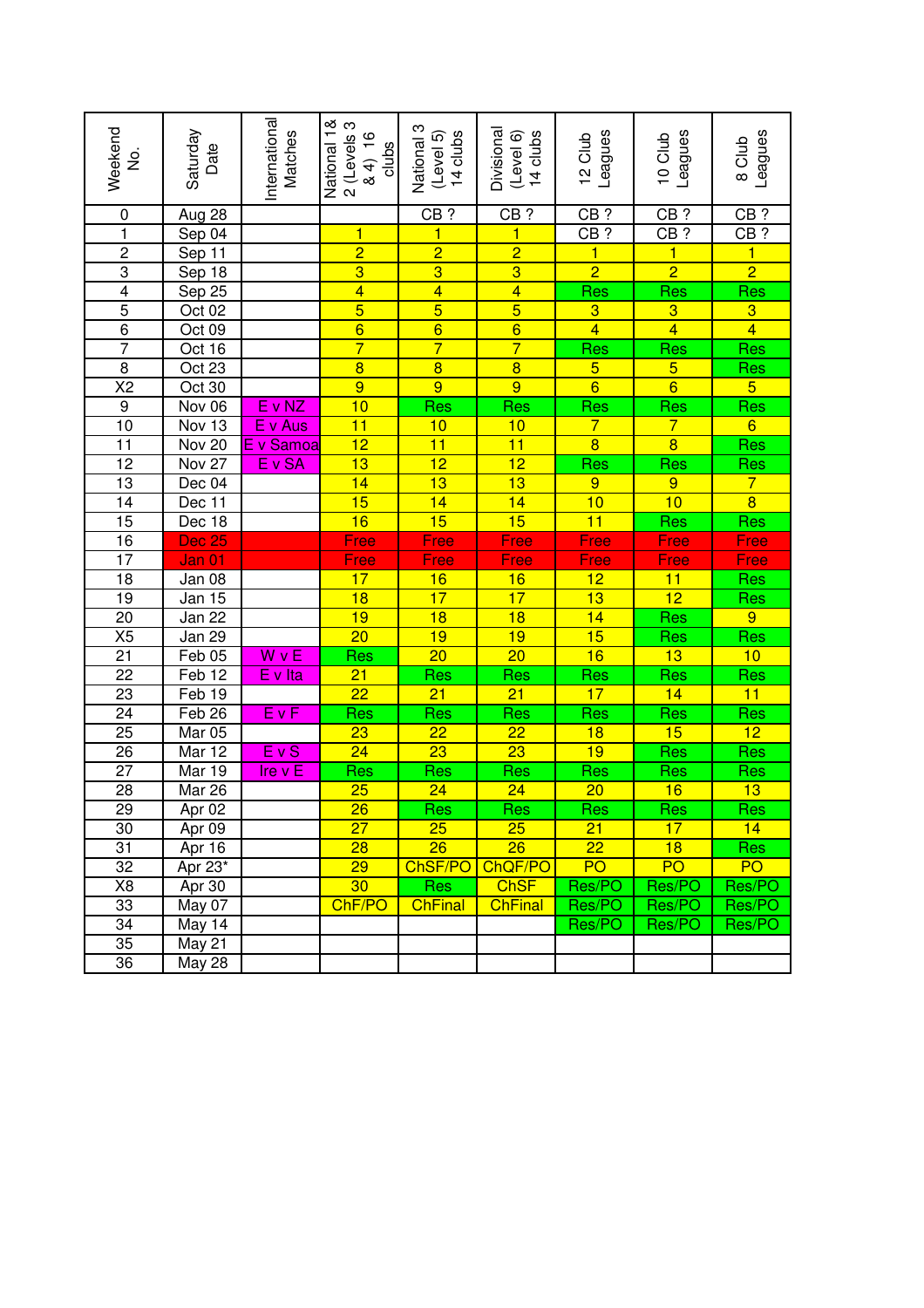| Weekend No. | Saturday Date | International Matches | National 1 & 2 (Levels 3 & 4) 16 clubs | National 3 (Level 5) 14 clubs | Divisional (Level 6) 14 clubs | 12 Club Leagues | 10 Club Leagues | 8 Club Leagues |
|---|---|---|---|---|---|---|---|---|
| 0 | Aug 28 | | | CB ? | CB ? | CB ? | CB ? | CB ? |
| 1 | Sep 04 | | 1 | 1 | 1 | CB ? | CB ? | CB ? |
| 2 | Sep 11 | | 2 | 2 | 2 | 1 | 1 | 1 |
| 3 | Sep 18 | | 3 | 3 | 3 | 2 | 2 | 2 |
| 4 | Sep 25 | | 4 | 4 | 4 | Res | Res | Res |
| 5 | Oct 02 | | 5 | 5 | 5 | 3 | 3 | 3 |
| 6 | Oct 09 | | 6 | 6 | 6 | 4 | 4 | 4 |
| 7 | Oct 16 | | 7 | 7 | 7 | Res | Res | Res |
| 8 | Oct 23 | | 8 | 8 | 8 | 5 | 5 | Res |
| X2 | Oct 30 | | 9 | 9 | 9 | 6 | 6 | 5 |
| 9 | Nov 06 | E v NZ | 10 | Res | Res | Res | Res | Res |
| 10 | Nov 13 | E v Aus | 11 | 10 | 10 | 7 | 7 | 6 |
| 11 | Nov 20 | E v Samoa | 12 | 11 | 11 | 8 | 8 | Res |
| 12 | Nov 27 | E v SA | 13 | 12 | 12 | Res | Res | Res |
| 13 | Dec 04 | | 14 | 13 | 13 | 9 | 9 | 7 |
| 14 | Dec 11 | | 15 | 14 | 14 | 10 | 10 | 8 |
| 15 | Dec 18 | | 16 | 15 | 15 | 11 | Res | Res |
| 16 | Dec 25 | | Free | Free | Free | Free | Free | Free |
| 17 | Jan 01 | | Free | Free | Free | Free | Free | Free |
| 18 | Jan 08 | | 17 | 16 | 16 | 12 | 11 | Res |
| 19 | Jan 15 | | 18 | 17 | 17 | 13 | 12 | Res |
| 20 | Jan 22 | | 19 | 18 | 18 | 14 | Res | 9 |
| X5 | Jan 29 | | 20 | 19 | 19 | 15 | Res | Res |
| 21 | Feb 05 | W v E | Res | 20 | 20 | 16 | 13 | 10 |
| 22 | Feb 12 | E v Ita | 21 | Res | Res | Res | Res | Res |
| 23 | Feb 19 | | 22 | 21 | 21 | 17 | 14 | 11 |
| 24 | Feb 26 | E v F | Res | Res | Res | Res | Res | Res |
| 25 | Mar 05 | | 23 | 22 | 22 | 18 | 15 | 12 |
| 26 | Mar 12 | E v S | 24 | 23 | 23 | 19 | Res | Res |
| 27 | Mar 19 | Ire v E | Res | Res | Res | Res | Res | Res |
| 28 | Mar 26 | | 25 | 24 | 24 | 20 | 16 | 13 |
| 29 | Apr 02 | | 26 | Res | Res | Res | Res | Res |
| 30 | Apr 09 | | 27 | 25 | 25 | 21 | 17 | 14 |
| 31 | Apr 16 | | 28 | 26 | 26 | 22 | 18 | Res |
| 32 | Apr 23* | | 29 | ChSF/PO | ChQF/PO | PO | PO | PO |
| X8 | Apr 30 | | 30 | Res | ChSF | Res/PO | Res/PO | Res/PO |
| 33 | May 07 | | ChF/PO | ChFinal | ChFinal | Res/PO | Res/PO | Res/PO |
| 34 | May 14 | | | | | Res/PO | Res/PO | Res/PO |
| 35 | May 21 | | | | | | | |
| 36 | May 28 | | | | | | | |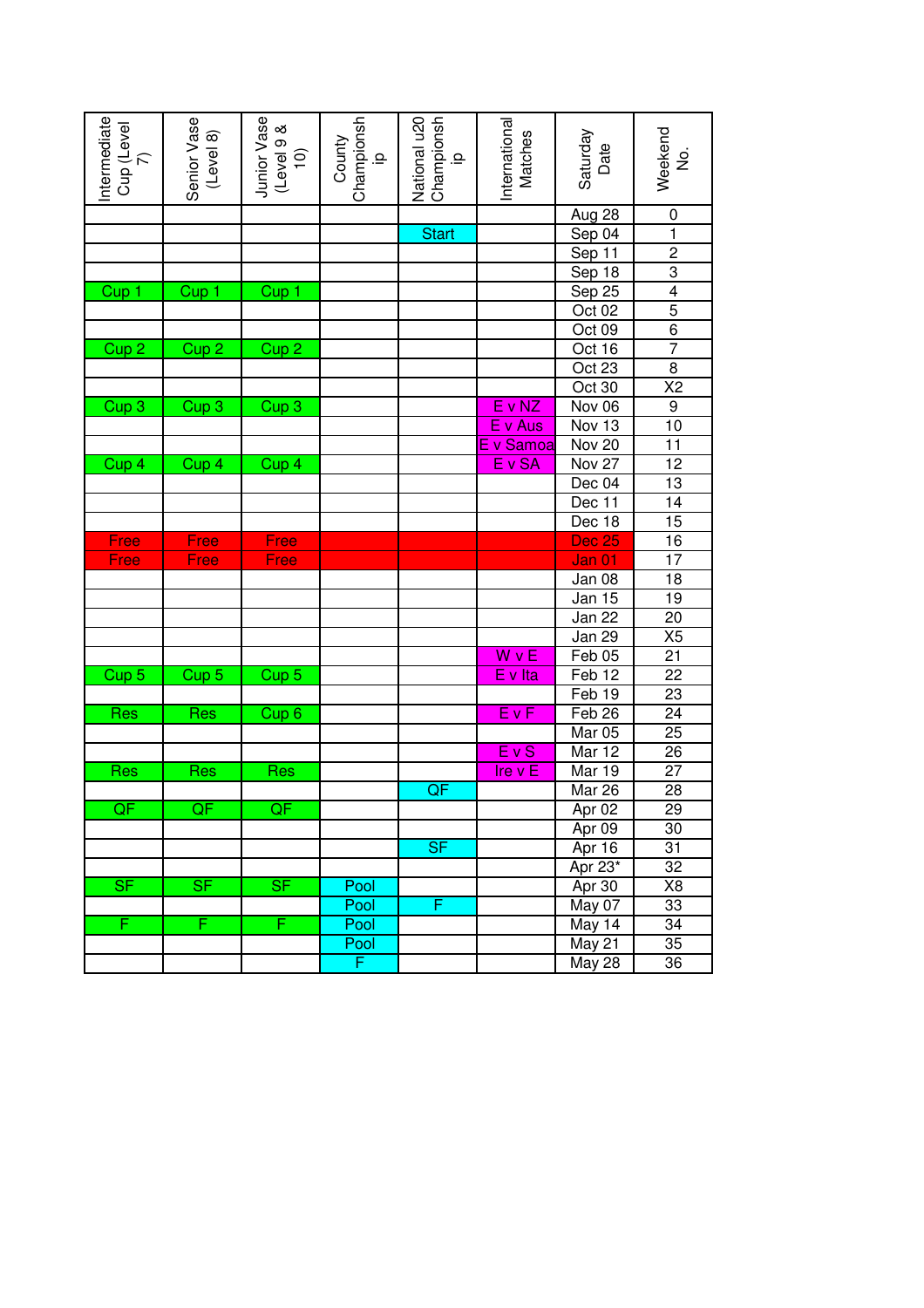| Intermediate Cup (Level 7) | Senior Vase (Level 8) | Junior Vase (Level 9 & 10) | County Championship | National u20 Championship | International Matches | Saturday Date | Weekend No. |
|---|---|---|---|---|---|---|---|
| | | | | | | Aug 28 | 0 |
| | | | | Start | | Sep 04 | 1 |
| | | | | | | Sep 11 | 2 |
| | | | | | | Sep 18 | 3 |
| Cup 1 | Cup 1 | Cup 1 | | | | Sep 25 | 4 |
| | | | | | | Oct 02 | 5 |
| | | | | | | Oct 09 | 6 |
| Cup 2 | Cup 2 | Cup 2 | | | | Oct 16 | 7 |
| | | | | | | Oct 23 | 8 |
| | | | | | | Oct 30 | X2 |
| Cup 3 | Cup 3 | Cup 3 | | | E v NZ | Nov 06 | 9 |
| | | | | | E v Aus | Nov 13 | 10 |
| | | | | | E v Samoa | Nov 20 | 11 |
| Cup 4 | Cup 4 | Cup 4 | | | E v SA | Nov 27 | 12 |
| | | | | | | Dec 04 | 13 |
| | | | | | | Dec 11 | 14 |
| | | | | | | Dec 18 | 15 |
| Free | Free | Free | | | | Dec 25 | 16 |
| Free | Free | Free | | | | Jan 01 | 17 |
| | | | | | | Jan 08 | 18 |
| | | | | | | Jan 15 | 19 |
| | | | | | | Jan 22 | 20 |
| | | | | | | Jan 29 | X5 |
| | | | | | W v E | Feb 05 | 21 |
| Cup 5 | Cup 5 | Cup 5 | | | E v Ita | Feb 12 | 22 |
| | | | | | | Feb 19 | 23 |
| Res | Res | Cup 6 | | | E v F | Feb 26 | 24 |
| | | | | | | Mar 05 | 25 |
| | | | | | E v S | Mar 12 | 26 |
| Res | Res | Res | | | Ire v E | Mar 19 | 27 |
| | | | | QF | | Mar 26 | 28 |
| QF | QF | QF | | | | Apr 02 | 29 |
| | | | | | | Apr 09 | 30 |
| | | | | SF | | Apr 16 | 31 |
| | | | | | | Apr 23* | 32 |
| SF | SF | SF | Pool | | | Apr 30 | X8 |
| | | | Pool | F | | May 07 | 33 |
| F | F | F | Pool | | | May 14 | 34 |
| | | | Pool | | | May 21 | 35 |
| | | | F | | | May 28 | 36 |